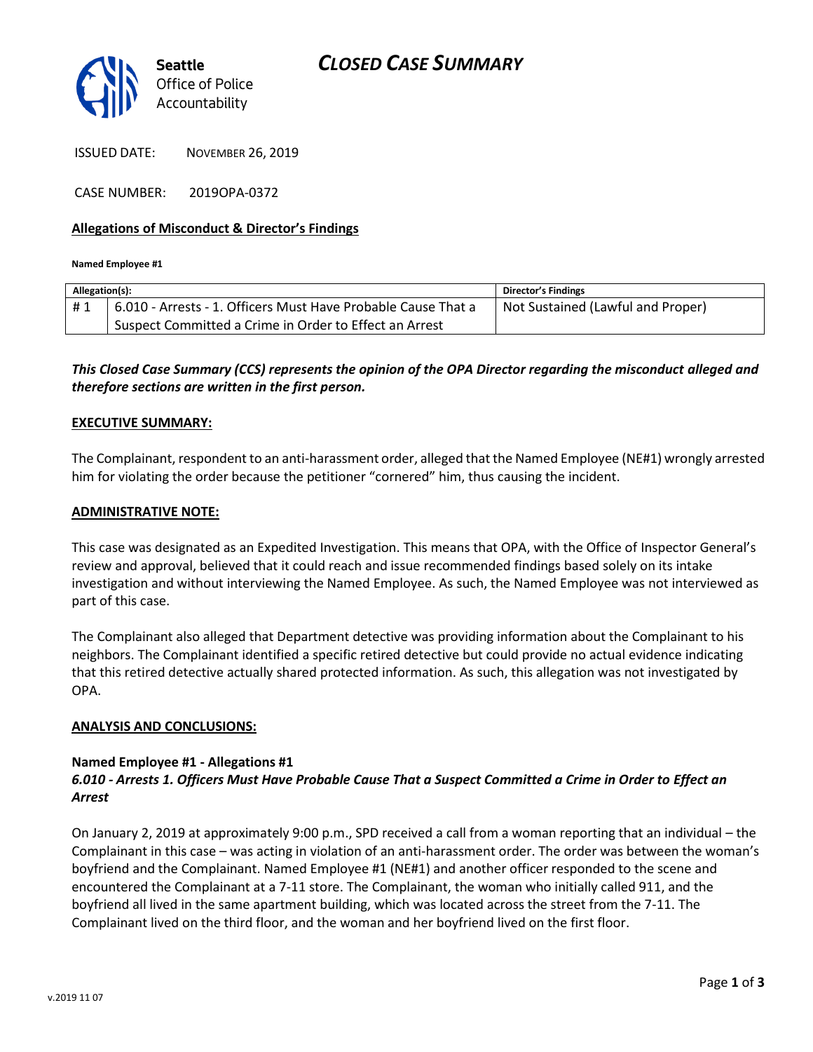Seattle
Office of Police
Accountability

# CLOSED CASE SUMMARY

ISSUED DATE: NOVEMBER 26, 2019

CASE NUMBER: 2019OPA-0372

## Allegations of Misconduct & Director's Findings

**Named Employee #1**

| Allegation(s): | | Director's Findings |
|---|---|---|
| # 1 | 6.010 - Arrests - 1. Officers Must Have Probable Cause That a Suspect Committed a Crime in Order to Effect an Arrest | Not Sustained (Lawful and Proper) |

***This Closed Case Summary (CCS) represents the opinion of the OPA Director regarding the misconduct alleged and therefore sections are written in the first person.***

### EXECUTIVE SUMMARY:

The Complainant, respondent to an anti-harassment order, alleged that the Named Employee (NE#1) wrongly arrested him for violating the order because the petitioner "cornered" him, thus causing the incident.

### ADMINISTRATIVE NOTE:

This case was designated as an Expedited Investigation. This means that OPA, with the Office of Inspector General's review and approval, believed that it could reach and issue recommended findings based solely on its intake investigation and without interviewing the Named Employee. As such, the Named Employee was not interviewed as part of this case.

The Complainant also alleged that Department detective was providing information about the Complainant to his neighbors. The Complainant identified a specific retired detective but could provide no actual evidence indicating that this retired detective actually shared protected information. As such, this allegation was not investigated by OPA.

### ANALYSIS AND CONCLUSIONS:

**Named Employee #1 - Allegations #1**
***6.010 - Arrests 1. Officers Must Have Probable Cause That a Suspect Committed a Crime in Order to Effect an Arrest***

On January 2, 2019 at approximately 9:00 p.m., SPD received a call from a woman reporting that an individual – the Complainant in this case – was acting in violation of an anti-harassment order. The order was between the woman's boyfriend and the Complainant. Named Employee #1 (NE#1) and another officer responded to the scene and encountered the Complainant at a 7-11 store. The Complainant, the woman who initially called 911, and the boyfriend all lived in the same apartment building, which was located across the street from the 7-11. The Complainant lived on the third floor, and the woman and her boyfriend lived on the first floor.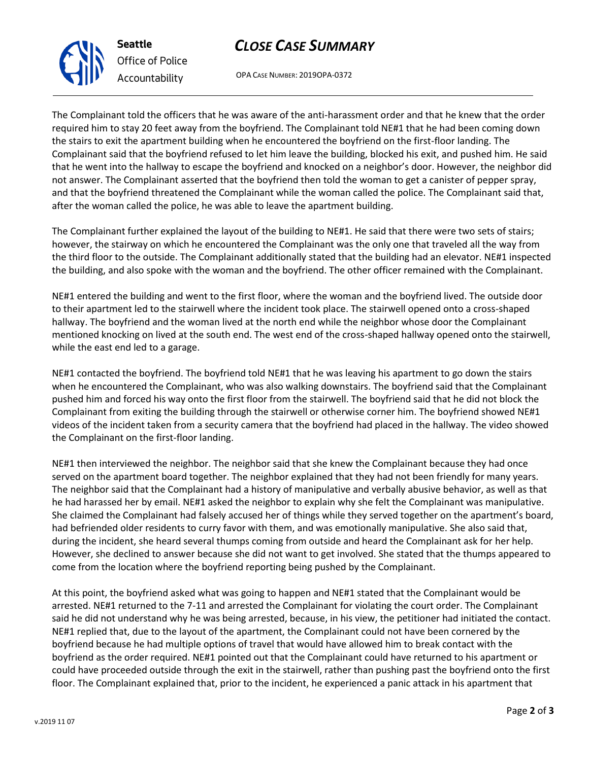The Complainant told the officers that he was aware of the anti-harassment order and that he knew that the order required him to stay 20 feet away from the boyfriend. The Complainant told NE#1 that he had been coming down the stairs to exit the apartment building when he encountered the boyfriend on the first-floor landing. The Complainant said that the boyfriend refused to let him leave the building, blocked his exit, and pushed him. He said that he went into the hallway to escape the boyfriend and knocked on a neighbor's door. However, the neighbor did not answer. The Complainant asserted that the boyfriend then told the woman to get a canister of pepper spray, and that the boyfriend threatened the Complainant while the woman called the police. The Complainant said that, after the woman called the police, he was able to leave the apartment building.

The Complainant further explained the layout of the building to NE#1. He said that there were two sets of stairs; however, the stairway on which he encountered the Complainant was the only one that traveled all the way from the third floor to the outside. The Complainant additionally stated that the building had an elevator. NE#1 inspected the building, and also spoke with the woman and the boyfriend. The other officer remained with the Complainant.

NE#1 entered the building and went to the first floor, where the woman and the boyfriend lived. The outside door to their apartment led to the stairwell where the incident took place. The stairwell opened onto a cross-shaped hallway. The boyfriend and the woman lived at the north end while the neighbor whose door the Complainant mentioned knocking on lived at the south end. The west end of the cross-shaped hallway opened onto the stairwell, while the east end led to a garage.

NE#1 contacted the boyfriend. The boyfriend told NE#1 that he was leaving his apartment to go down the stairs when he encountered the Complainant, who was also walking downstairs. The boyfriend said that the Complainant pushed him and forced his way onto the first floor from the stairwell. The boyfriend said that he did not block the Complainant from exiting the building through the stairwell or otherwise corner him. The boyfriend showed NE#1 videos of the incident taken from a security camera that the boyfriend had placed in the hallway. The video showed the Complainant on the first-floor landing.

NE#1 then interviewed the neighbor. The neighbor said that she knew the Complainant because they had once served on the apartment board together. The neighbor explained that they had not been friendly for many years. The neighbor said that the Complainant had a history of manipulative and verbally abusive behavior, as well as that he had harassed her by email. NE#1 asked the neighbor to explain why she felt the Complainant was manipulative. She claimed the Complainant had falsely accused her of things while they served together on the apartment's board, had befriended older residents to curry favor with them, and was emotionally manipulative. She also said that, during the incident, she heard several thumps coming from outside and heard the Complainant ask for her help. However, she declined to answer because she did not want to get involved. She stated that the thumps appeared to come from the location where the boyfriend reporting being pushed by the Complainant.

At this point, the boyfriend asked what was going to happen and NE#1 stated that the Complainant would be arrested. NE#1 returned to the 7-11 and arrested the Complainant for violating the court order. The Complainant said he did not understand why he was being arrested, because, in his view, the petitioner had initiated the contact. NE#1 replied that, due to the layout of the apartment, the Complainant could not have been cornered by the boyfriend because he had multiple options of travel that would have allowed him to break contact with the boyfriend as the order required. NE#1 pointed out that the Complainant could have returned to his apartment or could have proceeded outside through the exit in the stairwell, rather than pushing past the boyfriend onto the first floor. The Complainant explained that, prior to the incident, he experienced a panic attack in his apartment that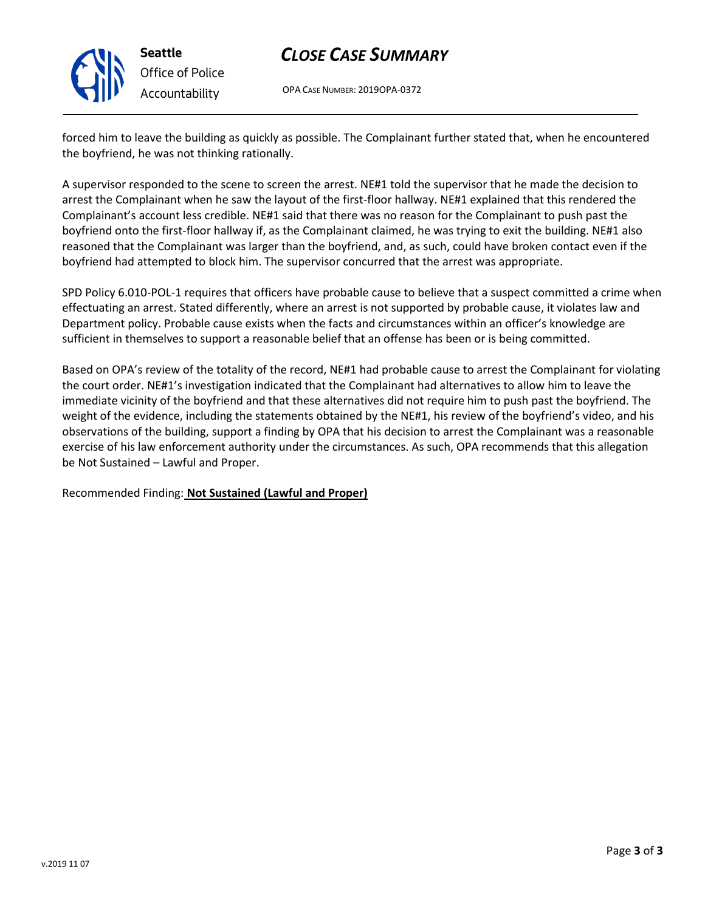forced him to leave the building as quickly as possible. The Complainant further stated that, when he encountered the boyfriend, he was not thinking rationally.

A supervisor responded to the scene to screen the arrest. NE#1 told the supervisor that he made the decision to arrest the Complainant when he saw the layout of the first-floor hallway. NE#1 explained that this rendered the Complainant's account less credible. NE#1 said that there was no reason for the Complainant to push past the boyfriend onto the first-floor hallway if, as the Complainant claimed, he was trying to exit the building. NE#1 also reasoned that the Complainant was larger than the boyfriend, and, as such, could have broken contact even if the boyfriend had attempted to block him. The supervisor concurred that the arrest was appropriate.

SPD Policy 6.010-POL-1 requires that officers have probable cause to believe that a suspect committed a crime when effectuating an arrest. Stated differently, where an arrest is not supported by probable cause, it violates law and Department policy. Probable cause exists when the facts and circumstances within an officer's knowledge are sufficient in themselves to support a reasonable belief that an offense has been or is being committed.

Based on OPA's review of the totality of the record, NE#1 had probable cause to arrest the Complainant for violating the court order. NE#1's investigation indicated that the Complainant had alternatives to allow him to leave the immediate vicinity of the boyfriend and that these alternatives did not require him to push past the boyfriend. The weight of the evidence, including the statements obtained by the NE#1, his review of the boyfriend's video, and his observations of the building, support a finding by OPA that his decision to arrest the Complainant was a reasonable exercise of his law enforcement authority under the circumstances. As such, OPA recommends that this allegation be Not Sustained – Lawful and Proper.

Recommended Finding: **Not Sustained (Lawful and Proper)**